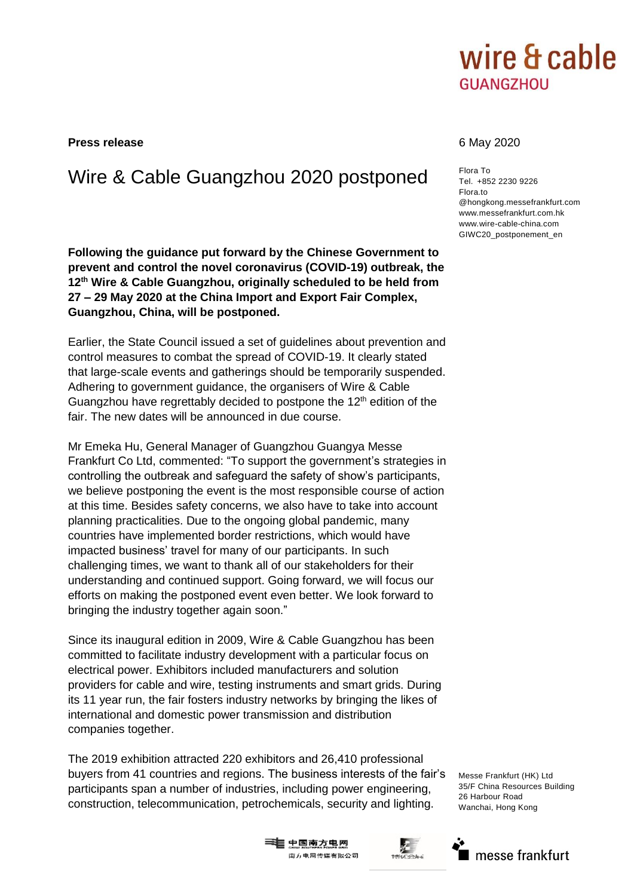**Press release**

6 May 2020

# Wire & Cable Guangzhou 2020 postponed

Flora To
Tel. +852 2230 9226
Flora.to@hongkong.messefrankfurt.com
www.messefrankfurt.com.hk
www.wire-cable-china.com
GIWC20_postponement_en

**Following the guidance put forward by the Chinese Government to prevent and control the novel coronavirus (COVID-19) outbreak, the 12th Wire & Cable Guangzhou, originally scheduled to be held from 27 – 29 May 2020 at the China Import and Export Fair Complex, Guangzhou, China, will be postponed.**

Earlier, the State Council issued a set of guidelines about prevention and control measures to combat the spread of COVID-19. It clearly stated that large-scale events and gatherings should be temporarily suspended. Adhering to government guidance, the organisers of Wire & Cable Guangzhou have regrettably decided to postpone the 12th edition of the fair. The new dates will be announced in due course.

Mr Emeka Hu, General Manager of Guangzhou Guangya Messe Frankfurt Co Ltd, commented: "To support the government's strategies in controlling the outbreak and safeguard the safety of show's participants, we believe postponing the event is the most responsible course of action at this time. Besides safety concerns, we also have to take into account planning practicalities. Due to the ongoing global pandemic, many countries have implemented border restrictions, which would have impacted business' travel for many of our participants. In such challenging times, we want to thank all of our stakeholders for their understanding and continued support. Going forward, we will focus our efforts on making the postponed event even better. We look forward to bringing the industry together again soon."

Since its inaugural edition in 2009, Wire & Cable Guangzhou has been committed to facilitate industry development with a particular focus on electrical power. Exhibitors included manufacturers and solution providers for cable and wire, testing instruments and smart grids. During its 11 year run, the fair fosters industry networks by bringing the likes of international and domestic power transmission and distribution companies together.

The 2019 exhibition attracted 220 exhibitors and 26,410 professional buyers from 41 countries and regions. The business interests of the fair's participants span a number of industries, including power engineering, construction, telecommunication, petrochemicals, security and lighting.

Messe Frankfurt (HK) Ltd
35/F China Resources Building
26 Harbour Road
Wanchai, Hong Kong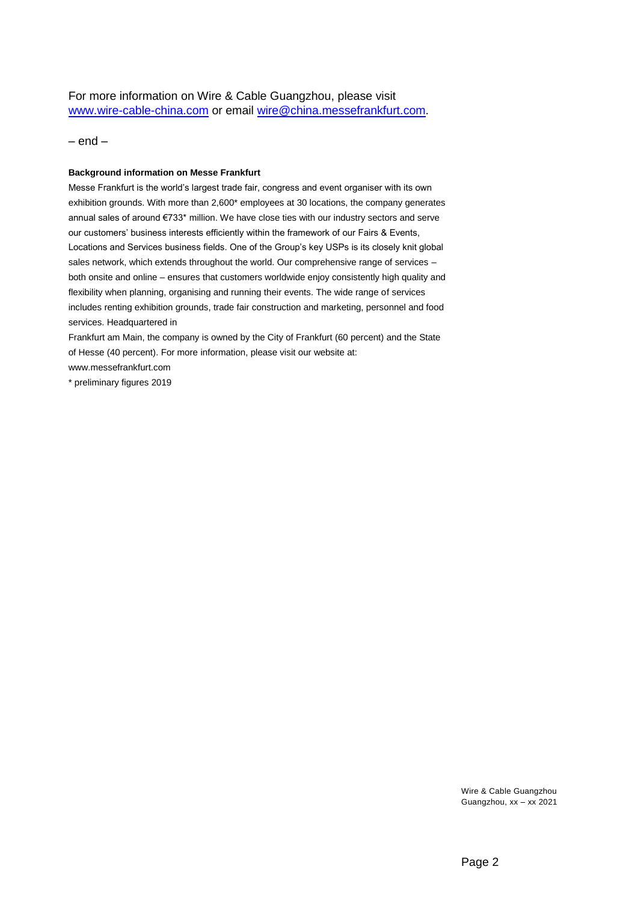For more information on Wire & Cable Guangzhou, please visit [www.wire-cable-china.com](http://www.wire-cable-china.com) or email [wire@china.messefrankfurt.com](mailto:wire@china.messefrankfurt.com).

– end –

**Background information on Messe Frankfurt**

Messe Frankfurt is the world's largest trade fair, congress and event organiser with its own exhibition grounds. With more than 2,600* employees at 30 locations, the company generates annual sales of around €733* million. We have close ties with our industry sectors and serve our customers' business interests efficiently within the framework of our Fairs & Events, Locations and Services business fields. One of the Group's key USPs is its closely knit global sales network, which extends throughout the world. Our comprehensive range of services – both onsite and online – ensures that customers worldwide enjoy consistently high quality and flexibility when planning, organising and running their events. The wide range of services includes renting exhibition grounds, trade fair construction and marketing, personnel and food services. Headquartered in Frankfurt am Main, the company is owned by the City of Frankfurt (60 percent) and the State of Hesse (40 percent). For more information, please visit our website at: www.messefrankfurt.com

* preliminary figures 2019